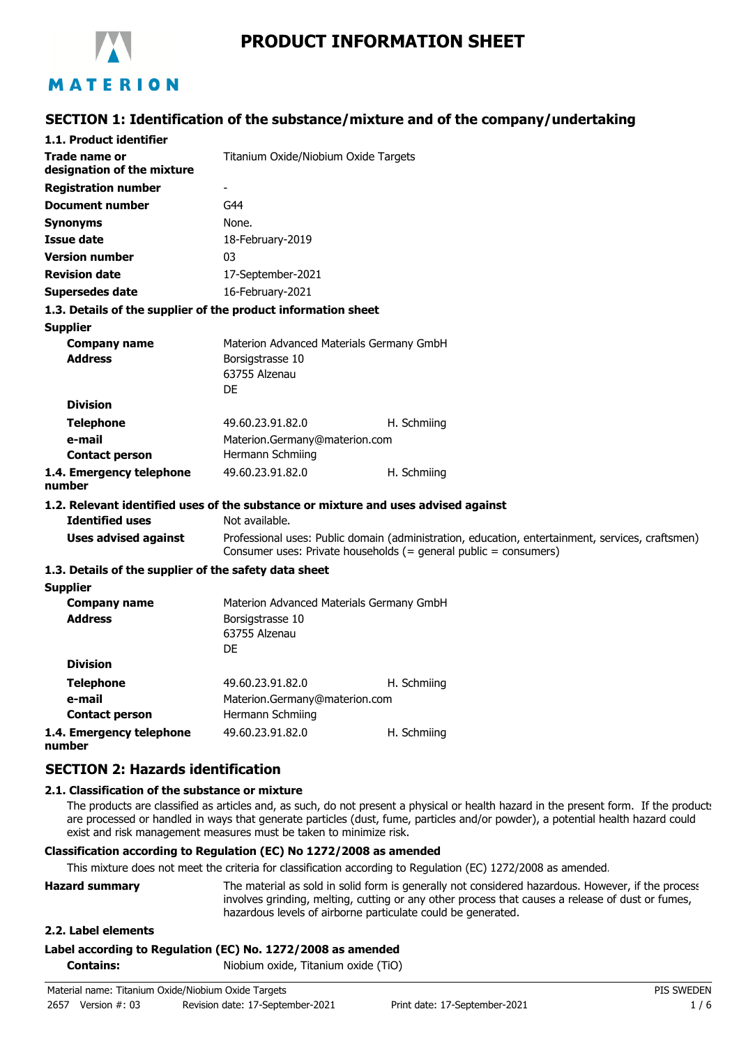# PRODUCT INFORMATION SHEET

MATERION

## SECTION 1: Identification of the substance/mixture and of the company/undertaking

### 1.1. Product identifier

| | | |
|---|---|---|
| **Trade name or designation of the mixture** | Titanium Oxide/Niobium Oxide Targets | |
| **Registration number** | - | |
| **Document number** | G44 | |
| **Synonyms** | None. | |
| **Issue date** | 18-February-2019 | |
| **Version number** | 03 | |
| **Revision date** | 17-September-2021 | |
| **Supersedes date** | 16-February-2021 | |

### 1.3. Details of the supplier of the product information sheet

**Supplier**

| | | |
|---|---|---|
| **Company name** | Materion Advanced Materials Germany GmbH | |
| **Address** | Borsigstrasse 10<br>63755 Alzenau<br>DE | |
| **Division** | | |
| **Telephone** | 49.60.23.91.82.0 | H. Schmiing |
| **e-mail** | Materion.Germany@materion.com | |
| **Contact person** | Hermann Schmiing | |
| **1.4. Emergency telephone number** | 49.60.23.91.82.0 | H. Schmiing |

### 1.2. Relevant identified uses of the substance or mixture and uses advised against

| | |
|---|---|
| **Identified uses** | Not available. |
| **Uses advised against** | Professional uses: Public domain (administration, education, entertainment, services, craftsmen)<br>Consumer uses: Private households (= general public = consumers) |

### 1.3. Details of the supplier of the safety data sheet

**Supplier**

| | | |
|---|---|---|
| **Company name** | Materion Advanced Materials Germany GmbH | |
| **Address** | Borsigstrasse 10<br>63755 Alzenau<br>DE | |
| **Division** | | |
| **Telephone** | 49.60.23.91.82.0 | H. Schmiing |
| **e-mail** | Materion.Germany@materion.com | |
| **Contact person** | Hermann Schmiing | |
| **1.4. Emergency telephone number** | 49.60.23.91.82.0 | H. Schmiing |

## SECTION 2: Hazards identification

### 2.1. Classification of the substance or mixture

The products are classified as articles and, as such, do not present a physical or health hazard in the present form. If the products are processed or handled in ways that generate particles (dust, fume, particles and/or powder), a potential health hazard could exist and risk management measures must be taken to minimize risk.

**Classification according to Regulation (EC) No 1272/2008 as amended**

This mixture does not meet the criteria for classification according to Regulation (EC) 1272/2008 as amended.

**Hazard summary**: The material as sold in solid form is generally not considered hazardous. However, if the process involves grinding, melting, cutting or any other process that causes a release of dust or fumes, hazardous levels of airborne particulate could be generated.

### 2.2. Label elements

**Label according to Regulation (EC) No. 1272/2008 as amended**

**Contains:** Niobium oxide, Titanium oxide (TiO)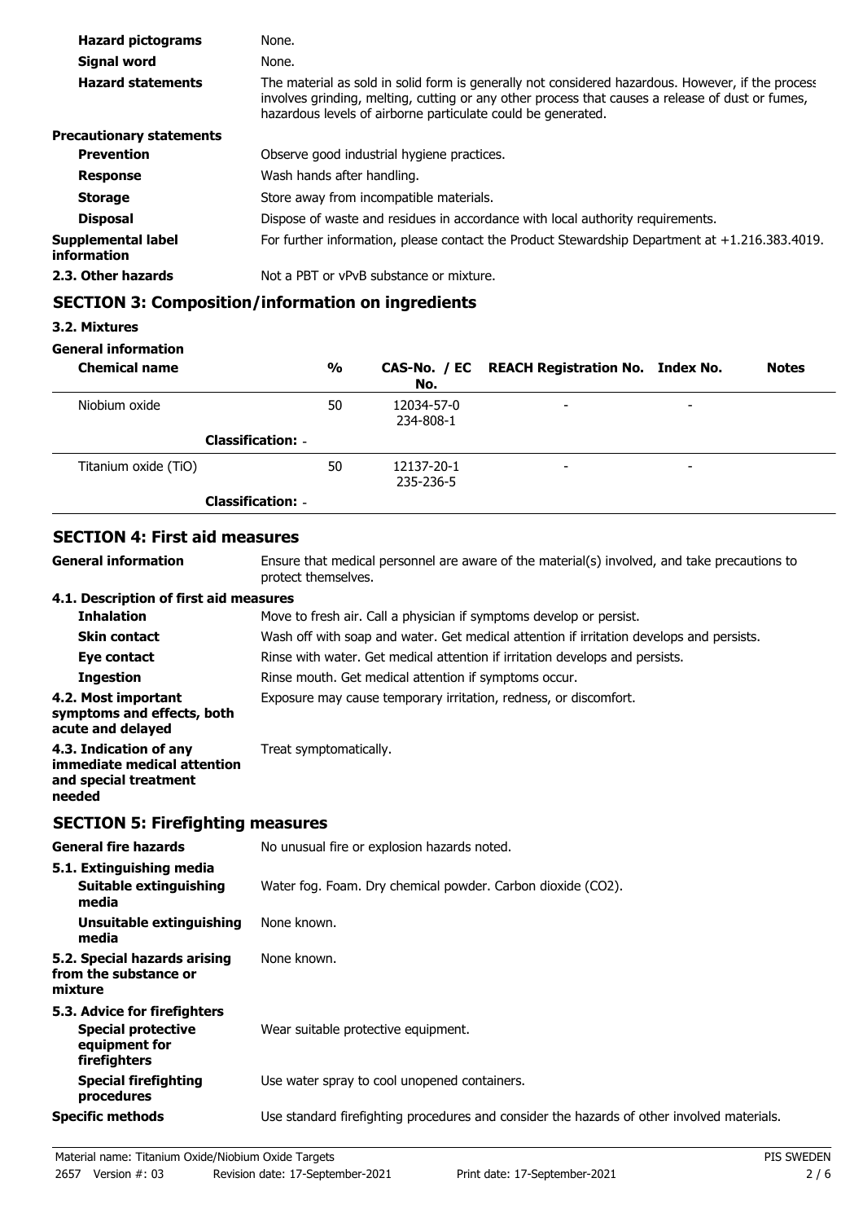| | |
|---|---|
| **Hazard pictograms** | None. |
| **Signal word** | None. |
| **Hazard statements** | The material as sold in solid form is generally not considered hazardous. However, if the process involves grinding, melting, cutting or any other process that causes a release of dust or fumes, hazardous levels of airborne particulate could be generated. |
| **Precautionary statements** | |
| **Prevention** | Observe good industrial hygiene practices. |
| **Response** | Wash hands after handling. |
| **Storage** | Store away from incompatible materials. |
| **Disposal** | Dispose of waste and residues in accordance with local authority requirements. |
| **Supplemental label information** | For further information, please contact the Product Stewardship Department at +1.216.383.4019. |
| **2.3. Other hazards** | Not a PBT or vPvB substance or mixture. |

## SECTION 3: Composition/information on ingredients

### 3.2. Mixtures

**General information**

| Chemical name | % | CAS-No. / EC No. | REACH Registration No. | Index No. | Notes |
|---|---|---|---|---|---|
| Niobium oxide | 50 | 12034-57-0<br>234-808-1 | - | - | |
| **Classification:** - | | | | | |
| Titanium oxide (TiO) | 50 | 12137-20-1<br>235-236-5 | - | - | |
| **Classification:** - | | | | | |

## SECTION 4: First aid measures

| | |
|---|---|
| **General information** | Ensure that medical personnel are aware of the material(s) involved, and take precautions to protect themselves. |
| **4.1. Description of first aid measures** | |
| **Inhalation** | Move to fresh air. Call a physician if symptoms develop or persist. |
| **Skin contact** | Wash off with soap and water. Get medical attention if irritation develops and persists. |
| **Eye contact** | Rinse with water. Get medical attention if irritation develops and persists. |
| **Ingestion** | Rinse mouth. Get medical attention if symptoms occur. |
| **4.2. Most important symptoms and effects, both acute and delayed** | Exposure may cause temporary irritation, redness, or discomfort. |
| **4.3. Indication of any immediate medical attention and special treatment needed** | Treat symptomatically. |

## SECTION 5: Firefighting measures

| | |
|---|---|
| **General fire hazards** | No unusual fire or explosion hazards noted. |
| **5.1. Extinguishing media** | |
| **Suitable extinguishing media** | Water fog. Foam. Dry chemical powder. Carbon dioxide ($CO_2$). |
| **Unsuitable extinguishing media** | None known. |
| **5.2. Special hazards arising from the substance or mixture** | None known. |
| **5.3. Advice for firefighters** | |
| **Special protective equipment for firefighters** | Wear suitable protective equipment. |
| **Special firefighting procedures** | Use water spray to cool unopened containers. |
| **Specific methods** | Use standard firefighting procedures and consider the hazards of other involved materials. |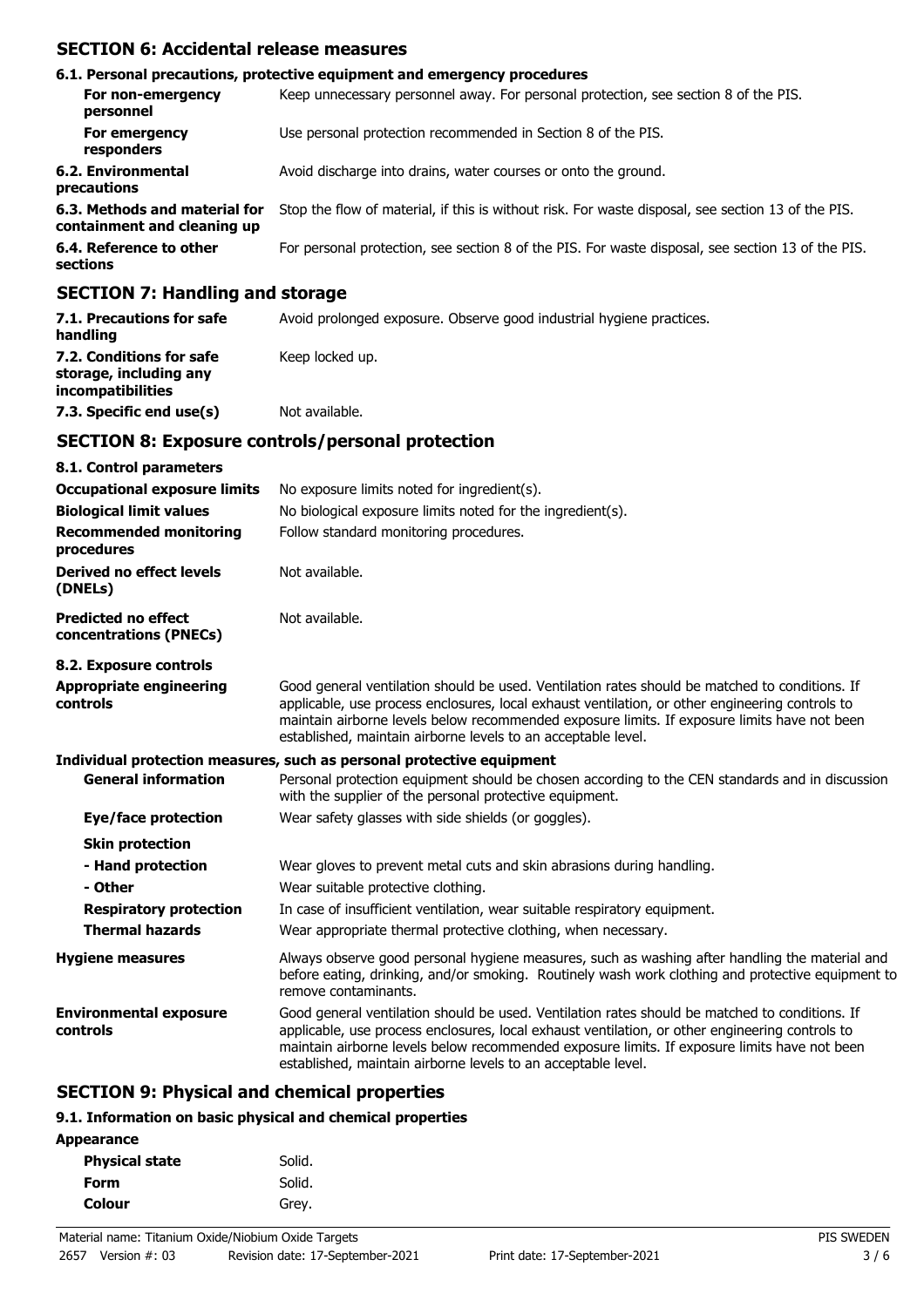## SECTION 6: Accidental release measures

### 6.1. Personal precautions, protective equipment and emergency procedures

| | |
|---|---|
| **For non-emergency personnel** | Keep unnecessary personnel away. For personal protection, see section 8 of the PIS. |
| **For emergency responders** | Use personal protection recommended in Section 8 of the PIS. |
| **6.2. Environmental precautions** | Avoid discharge into drains, water courses or onto the ground. |
| **6.3. Methods and material for containment and cleaning up** | Stop the flow of material, if this is without risk. For waste disposal, see section 13 of the PIS. |
| **6.4. Reference to other sections** | For personal protection, see section 8 of the PIS. For waste disposal, see section 13 of the PIS. |

## SECTION 7: Handling and storage

| | |
|---|---|
| **7.1. Precautions for safe handling** | Avoid prolonged exposure. Observe good industrial hygiene practices. |
| **7.2. Conditions for safe storage, including any incompatibilities** | Keep locked up. |
| **7.3. Specific end use(s)** | Not available. |

## SECTION 8: Exposure controls/personal protection

### 8.1. Control parameters

| | |
|---|---|
| **Occupational exposure limits** | No exposure limits noted for ingredient(s). |
| **Biological limit values** | No biological exposure limits noted for the ingredient(s). |
| **Recommended monitoring procedures** | Follow standard monitoring procedures. |
| **Derived no effect levels (DNELs)** | Not available. |
| **Predicted no effect concentrations (PNECs)** | Not available. |

### 8.2. Exposure controls

| | |
|---|---|
| **Appropriate engineering controls** | Good general ventilation should be used. Ventilation rates should be matched to conditions. If applicable, use process enclosures, local exhaust ventilation, or other engineering controls to maintain airborne levels below recommended exposure limits. If exposure limits have not been established, maintain airborne levels to an acceptable level. |

**Individual protection measures, such as personal protective equipment**

| | |
|---|---|
| **General information** | Personal protection equipment should be chosen according to the CEN standards and in discussion with the supplier of the personal protective equipment. |
| **Eye/face protection** | Wear safety glasses with side shields (or goggles). |
| **Skin protection** | |
| **- Hand protection** | Wear gloves to prevent metal cuts and skin abrasions during handling. |
| **- Other** | Wear suitable protective clothing. |
| **Respiratory protection** | In case of insufficient ventilation, wear suitable respiratory equipment. |
| **Thermal hazards** | Wear appropriate thermal protective clothing, when necessary. |
| **Hygiene measures** | Always observe good personal hygiene measures, such as washing after handling the material and before eating, drinking, and/or smoking. Routinely wash work clothing and protective equipment to remove contaminants. |
| **Environmental exposure controls** | Good general ventilation should be used. Ventilation rates should be matched to conditions. If applicable, use process enclosures, local exhaust ventilation, or other engineering controls to maintain airborne levels below recommended exposure limits. If exposure limits have not been established, maintain airborne levels to an acceptable level. |

## SECTION 9: Physical and chemical properties

### 9.1. Information on basic physical and chemical properties

**Appearance**

| | |
|---|---|
| **Physical state** | Solid. |
| **Form** | Solid. |
| **Colour** | Grey. |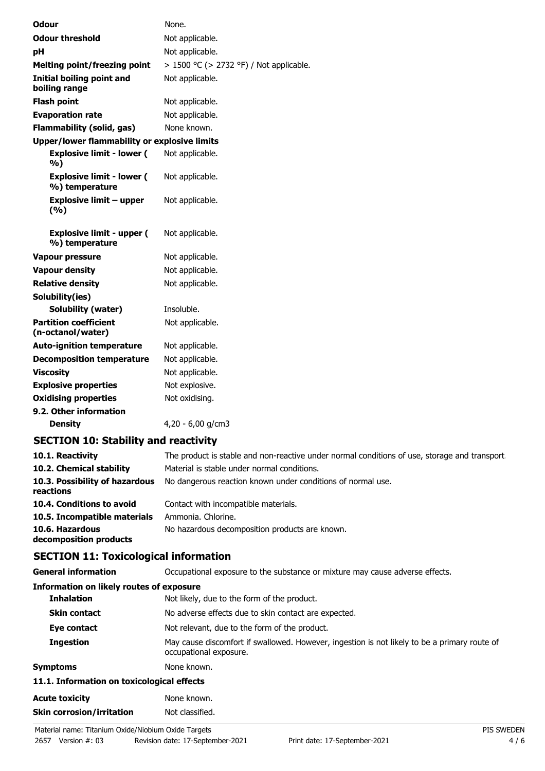| | |
|---|---|
| **Odour** | None. |
| **Odour threshold** | Not applicable. |
| **pH** | Not applicable. |
| **Melting point/freezing point** | > 1500 °C (> 2732 °F) / Not applicable. |
| **Initial boiling point and boiling range** | Not applicable. |
| **Flash point** | Not applicable. |
| **Evaporation rate** | Not applicable. |
| **Flammability (solid, gas)** | None known. |
| **Upper/lower flammability or explosive limits** | |
| **Explosive limit - lower ( %)** | Not applicable. |
| **Explosive limit - lower ( %) temperature** | Not applicable. |
| **Explosive limit – upper (%)** | Not applicable. |
| **Explosive limit - upper ( %) temperature** | Not applicable. |
| **Vapour pressure** | Not applicable. |
| **Vapour density** | Not applicable. |
| **Relative density** | Not applicable. |
| **Solubility(ies)** | |
| **Solubility (water)** | Insoluble. |
| **Partition coefficient (n-octanol/water)** | Not applicable. |
| **Auto-ignition temperature** | Not applicable. |
| **Decomposition temperature** | Not applicable. |
| **Viscosity** | Not applicable. |
| **Explosive properties** | Not explosive. |
| **Oxidising properties** | Not oxidising. |
| **9.2. Other information** | |
| **Density** | 4,20 - 6,00 g/cm3 |

## SECTION 10: Stability and reactivity

| | |
|---|---|
| **10.1. Reactivity** | The product is stable and non-reactive under normal conditions of use, storage and transport. |
| **10.2. Chemical stability** | Material is stable under normal conditions. |
| **10.3. Possibility of hazardous reactions** | No dangerous reaction known under conditions of normal use. |
| **10.4. Conditions to avoid** | Contact with incompatible materials. |
| **10.5. Incompatible materials** | Ammonia. Chlorine. |
| **10.6. Hazardous decomposition products** | No hazardous decomposition products are known. |

## SECTION 11: Toxicological information

| | |
|---|---|
| **General information** | Occupational exposure to the substance or mixture may cause adverse effects. |
| **Information on likely routes of exposure** | |
| **Inhalation** | Not likely, due to the form of the product. |
| **Skin contact** | No adverse effects due to skin contact are expected. |
| **Eye contact** | Not relevant, due to the form of the product. |
| **Ingestion** | May cause discomfort if swallowed. However, ingestion is not likely to be a primary route of occupational exposure. |
| **Symptoms** | None known. |
| **11.1. Information on toxicological effects** | |
| **Acute toxicity** | None known. |
| **Skin corrosion/irritation** | Not classified. |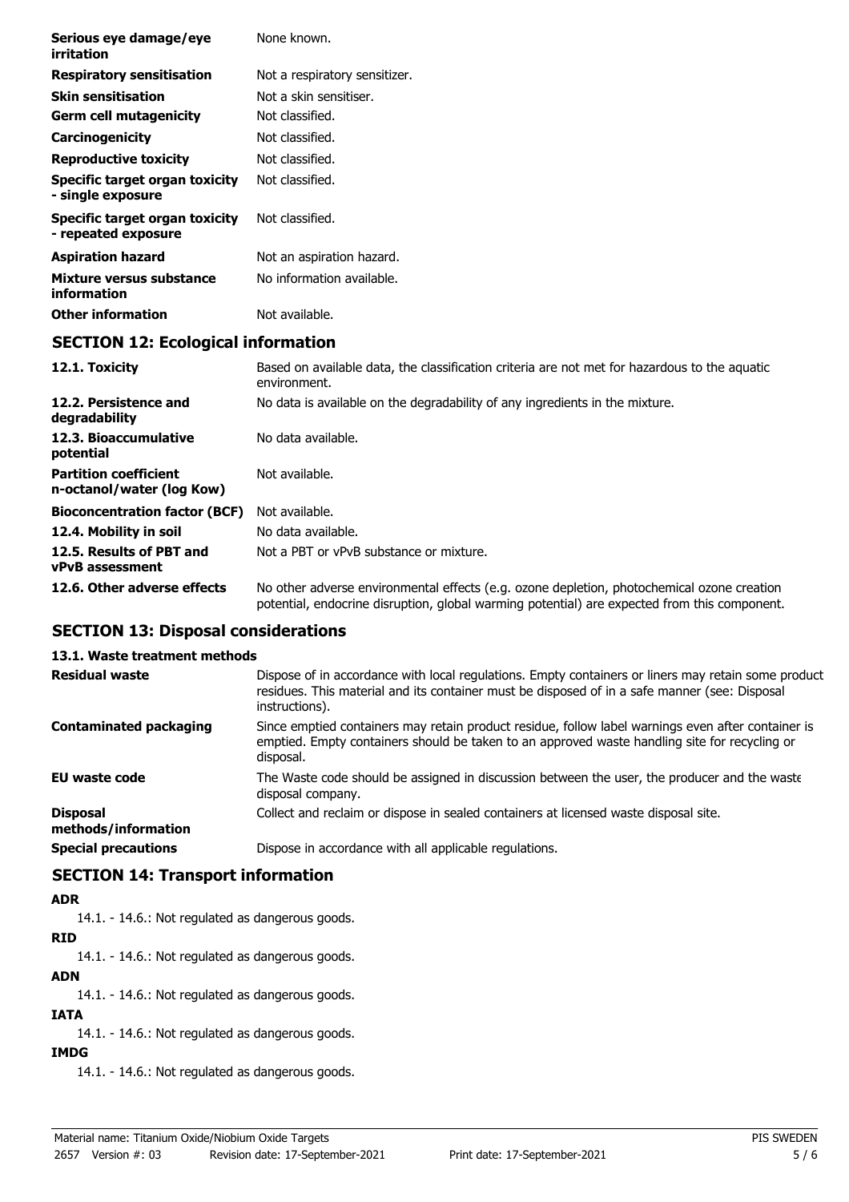| | |
|---|---|
| **Serious eye damage/eye irritation** | None known. |
| **Respiratory sensitisation** | Not a respiratory sensitizer. |
| **Skin sensitisation** | Not a skin sensitiser. |
| **Germ cell mutagenicity** | Not classified. |
| **Carcinogenicity** | Not classified. |
| **Reproductive toxicity** | Not classified. |
| **Specific target organ toxicity - single exposure** | Not classified. |
| **Specific target organ toxicity - repeated exposure** | Not classified. |
| **Aspiration hazard** | Not an aspiration hazard. |
| **Mixture versus substance information** | No information available. |
| **Other information** | Not available. |

## SECTION 12: Ecological information

| | |
|---|---|
| **12.1. Toxicity** | Based on available data, the classification criteria are not met for hazardous to the aquatic environment. |
| **12.2. Persistence and degradability** | No data is available on the degradability of any ingredients in the mixture. |
| **12.3. Bioaccumulative potential** | No data available. |
| **Partition coefficient n-octanol/water (log Kow)** | Not available. |
| **Bioconcentration factor (BCF)** | Not available. |
| **12.4. Mobility in soil** | No data available. |
| **12.5. Results of PBT and vPvB assessment** | Not a PBT or vPvB substance or mixture. |
| **12.6. Other adverse effects** | No other adverse environmental effects (e.g. ozone depletion, photochemical ozone creation potential, endocrine disruption, global warming potential) are expected from this component. |

## SECTION 13: Disposal considerations

### 13.1. Waste treatment methods

| | |
|---|---|
| **Residual waste** | Dispose of in accordance with local regulations. Empty containers or liners may retain some product residues. This material and its container must be disposed of in a safe manner (see: Disposal instructions). |
| **Contaminated packaging** | Since emptied containers may retain product residue, follow label warnings even after container is emptied. Empty containers should be taken to an approved waste handling site for recycling or disposal. |
| **EU waste code** | The Waste code should be assigned in discussion between the user, the producer and the waste disposal company. |
| **Disposal methods/information** | Collect and reclaim or dispose in sealed containers at licensed waste disposal site. |
| **Special precautions** | Dispose in accordance with all applicable regulations. |

## SECTION 14: Transport information

**ADR**

14.1. - 14.6.: Not regulated as dangerous goods.

**RID**

14.1. - 14.6.: Not regulated as dangerous goods.

**ADN**

14.1. - 14.6.: Not regulated as dangerous goods.

**IATA**

14.1. - 14.6.: Not regulated as dangerous goods.

**IMDG**

14.1. - 14.6.: Not regulated as dangerous goods.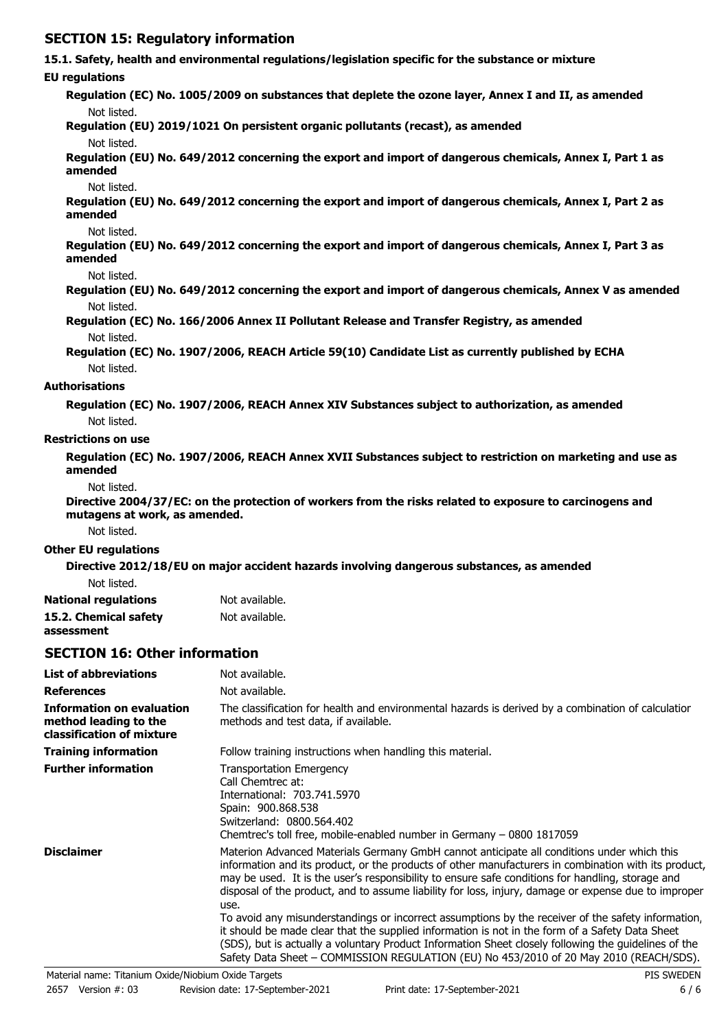## SECTION 15: Regulatory information

### 15.1. Safety, health and environmental regulations/legislation specific for the substance or mixture

**EU regulations**

**Regulation (EC) No. 1005/2009 on substances that deplete the ozone layer, Annex I and II, as amended**

Not listed.

**Regulation (EU) 2019/1021 On persistent organic pollutants (recast), as amended**

Not listed.

**Regulation (EU) No. 649/2012 concerning the export and import of dangerous chemicals, Annex I, Part 1 as amended**

Not listed.

**Regulation (EU) No. 649/2012 concerning the export and import of dangerous chemicals, Annex I, Part 2 as amended**

Not listed.

**Regulation (EU) No. 649/2012 concerning the export and import of dangerous chemicals, Annex I, Part 3 as amended**

Not listed.

**Regulation (EU) No. 649/2012 concerning the export and import of dangerous chemicals, Annex V as amended**

Not listed.

**Regulation (EC) No. 166/2006 Annex II Pollutant Release and Transfer Registry, as amended**

Not listed.

**Regulation (EC) No. 1907/2006, REACH Article 59(10) Candidate List as currently published by ECHA**

Not listed.

**Authorisations**

**Regulation (EC) No. 1907/2006, REACH Annex XIV Substances subject to authorization, as amended**

Not listed.

**Restrictions on use**

**Regulation (EC) No. 1907/2006, REACH Annex XVII Substances subject to restriction on marketing and use as amended**

Not listed.

**Directive 2004/37/EC: on the protection of workers from the risks related to exposure to carcinogens and mutagens at work, as amended.**

Not listed.

**Other EU regulations**

**Directive 2012/18/EU on major accident hazards involving dangerous substances, as amended**

Not listed.

| | |
|---|---|
| **National regulations** | Not available. |
| **15.2. Chemical safety assessment** | Not available. |

## SECTION 16: Other information

| | |
|---|---|
| **List of abbreviations** | Not available. |
| **References** | Not available. |
| **Information on evaluation method leading to the classification of mixture** | The classification for health and environmental hazards is derived by a combination of calculatior methods and test data, if available. |
| **Training information** | Follow training instructions when handling this material. |
| **Further information** | Transportation Emergency<br>Call Chemtrec at:<br>International: 703.741.5970<br>Spain: 900.868.538<br>Switzerland: 0800.564.402<br>Chemtrec's toll free, mobile-enabled number in Germany – 0800 1817059 |
| **Disclaimer** | Materion Advanced Materials Germany GmbH cannot anticipate all conditions under which this information and its product, or the products of other manufacturers in combination with its product, may be used. It is the user's responsibility to ensure safe conditions for handling, storage and disposal of the product, and to assume liability for loss, injury, damage or expense due to improper use.<br>To avoid any misunderstandings or incorrect assumptions by the receiver of the safety information, it should be made clear that the supplied information is not in the form of a Safety Data Sheet (SDS), but is actually a voluntary Product Information Sheet closely following the guidelines of the Safety Data Sheet – COMMISSION REGULATION (EU) No 453/2010 of 20 May 2010 (REACH/SDS). |